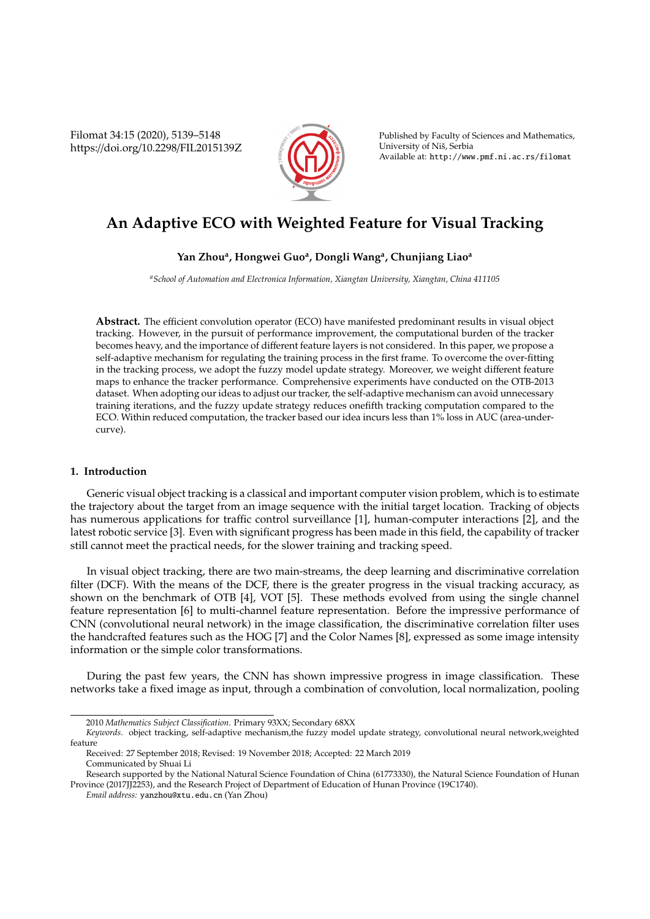# An Adaptive ECO with Weighted Feature for Visual Tracking

**Yan Zhou[a], Hongwei Guo[a], Dongli Wang[a], Chunjiang Liao[a]**

[a] *School of Automation and Electronica Information, Xiangtan University, Xiangtan, China 411105*

**Abstract.** The efficient convolution operator (ECO) have manifested predominant results in visual object tracking. However, in the pursuit of performance improvement, the computational burden of the tracker becomes heavy, and the importance of different feature layers is not considered. In this paper, we propose a self-adaptive mechanism for regulating the training process in the first frame. To overcome the over-fitting in the tracking process, we adopt the fuzzy model update strategy. Moreover, we weight different feature maps to enhance the tracker performance. Comprehensive experiments have conducted on the OTB-2013 dataset. When adopting our ideas to adjust our tracker, the self-adaptive mechanism can avoid unnecessary training iterations, and the fuzzy update strategy reduces onefifth tracking computation compared to the ECO. Within reduced computation, the tracker based our idea incurs less than 1% loss in AUC (area-under-curve).

## 1. Introduction

Generic visual object tracking is a classical and important computer vision problem, which is to estimate the trajectory about the target from an image sequence with the initial target location. Tracking of objects has numerous applications for traffic control surveillance [1], human-computer interactions [2], and the latest robotic service [3]. Even with significant progress has been made in this field, the capability of tracker still cannot meet the practical needs, for the slower training and tracking speed.

In visual object tracking, there are two main-streams, the deep learning and discriminative correlation filter (DCF). With the means of the DCF, there is the greater progress in the visual tracking accuracy, as shown on the benchmark of OTB [4], VOT [5]. These methods evolved from using the single channel feature representation [6] to multi-channel feature representation. Before the impressive performance of CNN (convolutional neural network) in the image classification, the discriminative correlation filter uses the handcrafted features such as the HOG [7] and the Color Names [8], expressed as some image intensity information or the simple color transformations.

During the past few years, the CNN has shown impressive progress in image classification. These networks take a fixed image as input, through a combination of convolution, local normalization, pooling

---

2010 *Mathematics Subject Classification*. Primary 93XX; Secondary 68XX

*Keywords*. object tracking, self-adaptive mechanism,the fuzzy model update strategy, convolutional neural network,weighted feature

Received: 27 September 2018; Revised: 19 November 2018; Accepted: 22 March 2019

Communicated by Shuai Li

Research supported by the National Natural Science Foundation of China (61773330), the Natural Science Foundation of Hunan Province (2017JJ2253), and the Research Project of Department of Education of Hunan Province (19C1740).

*Email address:* yanzhou@xtu.edu.cn (Yan Zhou)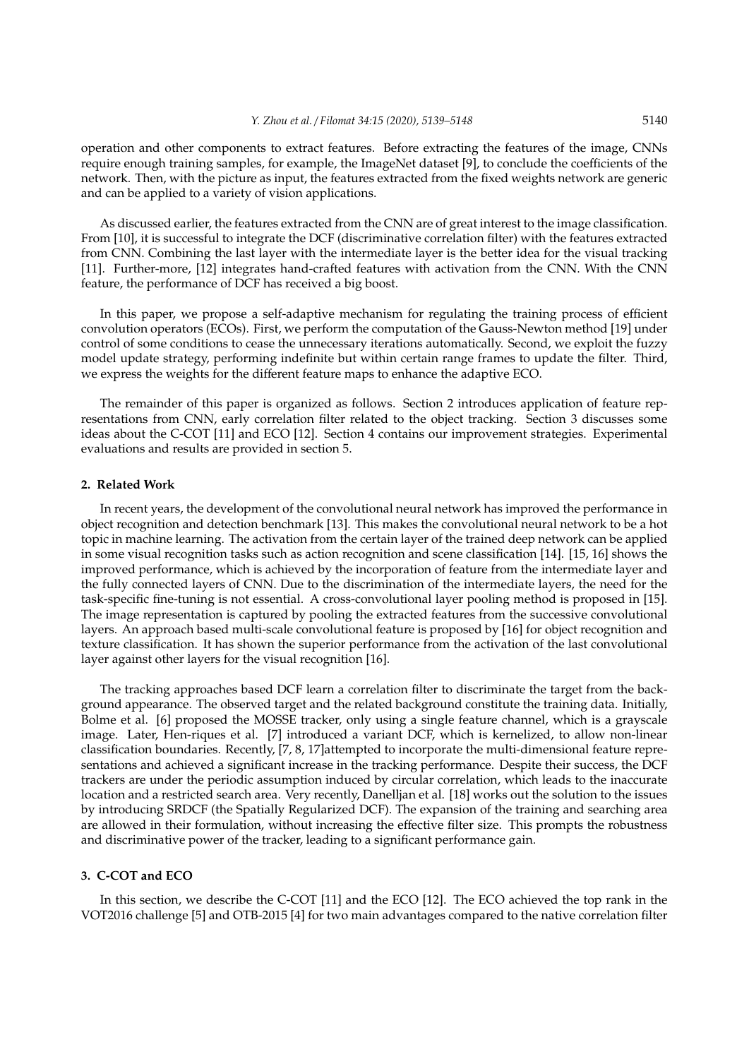operation and other components to extract features. Before extracting the features of the image, CNNs require enough training samples, for example, the ImageNet dataset [9], to conclude the coefficients of the network. Then, with the picture as input, the features extracted from the fixed weights network are generic and can be applied to a variety of vision applications.

As discussed earlier, the features extracted from the CNN are of great interest to the image classification. From [10], it is successful to integrate the DCF (discriminative correlation filter) with the features extracted from CNN. Combining the last layer with the intermediate layer is the better idea for the visual tracking [11]. Further-more, [12] integrates hand-crafted features with activation from the CNN. With the CNN feature, the performance of DCF has received a big boost.

In this paper, we propose a self-adaptive mechanism for regulating the training process of efficient convolution operators (ECOs). First, we perform the computation of the Gauss-Newton method [19] under control of some conditions to cease the unnecessary iterations automatically. Second, we exploit the fuzzy model update strategy, performing indefinite but within certain range frames to update the filter. Third, we express the weights for the different feature maps to enhance the adaptive ECO.

The remainder of this paper is organized as follows. Section 2 introduces application of feature representations from CNN, early correlation filter related to the object tracking. Section 3 discusses some ideas about the C-COT [11] and ECO [12]. Section 4 contains our improvement strategies. Experimental evaluations and results are provided in section 5.

## 2. Related Work

In recent years, the development of the convolutional neural network has improved the performance in object recognition and detection benchmark [13]. This makes the convolutional neural network to be a hot topic in machine learning. The activation from the certain layer of the trained deep network can be applied in some visual recognition tasks such as action recognition and scene classification [14]. [15, 16] shows the improved performance, which is achieved by the incorporation of feature from the intermediate layer and the fully connected layers of CNN. Due to the discrimination of the intermediate layers, the need for the task-specific fine-tuning is not essential. A cross-convolutional layer pooling method is proposed in [15]. The image representation is captured by pooling the extracted features from the successive convolutional layers. An approach based multi-scale convolutional feature is proposed by [16] for object recognition and texture classification. It has shown the superior performance from the activation of the last convolutional layer against other layers for the visual recognition [16].

The tracking approaches based DCF learn a correlation filter to discriminate the target from the background appearance. The observed target and the related background constitute the training data. Initially, Bolme et al. [6] proposed the MOSSE tracker, only using a single feature channel, which is a grayscale image. Later, Hen-riques et al. [7] introduced a variant DCF, which is kernelized, to allow non-linear classification boundaries. Recently, [7, 8, 17]attempted to incorporate the multi-dimensional feature representations and achieved a significant increase in the tracking performance. Despite their success, the DCF trackers are under the periodic assumption induced by circular correlation, which leads to the inaccurate location and a restricted search area. Very recently, Danelljan et al. [18] works out the solution to the issues by introducing SRDCF (the Spatially Regularized DCF). The expansion of the training and searching area are allowed in their formulation, without increasing the effective filter size. This prompts the robustness and discriminative power of the tracker, leading to a significant performance gain.

## 3. C-COT and ECO

In this section, we describe the C-COT [11] and the ECO [12]. The ECO achieved the top rank in the VOT2016 challenge [5] and OTB-2015 [4] for two main advantages compared to the native correlation filter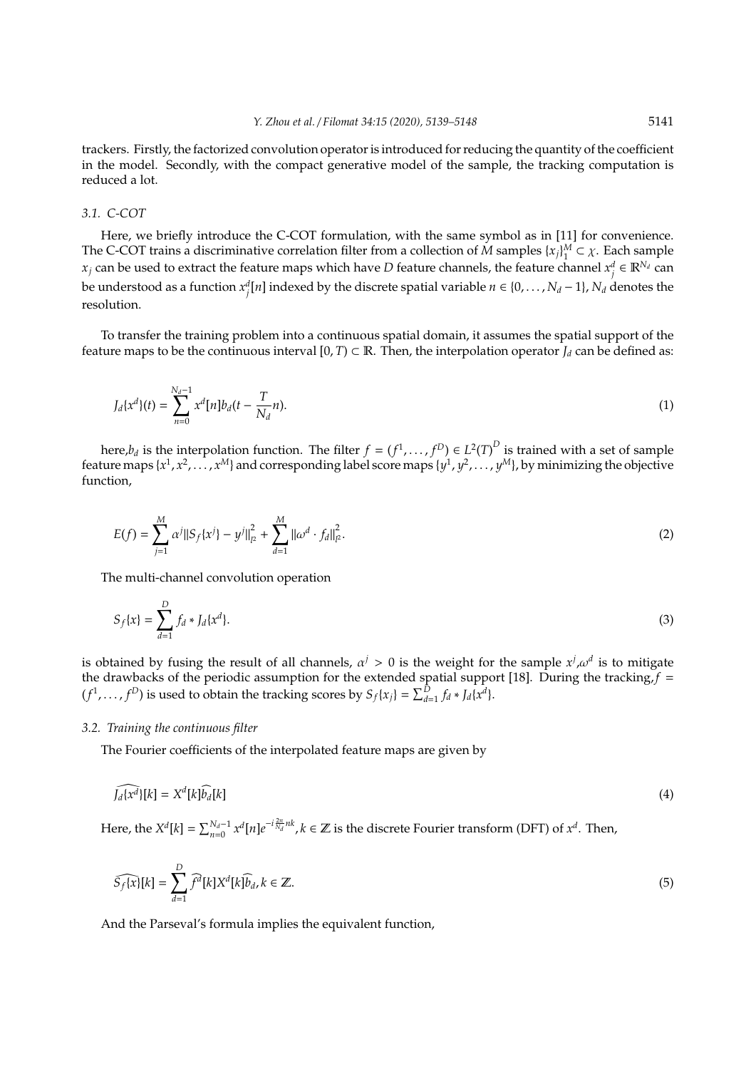trackers. Firstly, the factorized convolution operator is introduced for reducing the quantity of the coefficient in the model. Secondly, with the compact generative model of the sample, the tracking computation is reduced a lot.

### 3.1. C-COT

Here, we briefly introduce the C-COT formulation, with the same symbol as in [11] for convenience. The C-COT trains a discriminative correlation filter from a collection of $M$ samples $\{x_j\}_1^M \subset \chi$. Each sample $x_j$ can be used to extract the feature maps which have $D$ feature channels, the feature channel $x_j^d \in \mathbb{R}^{N_d}$ can be understood as a function $x_j^d[n]$ indexed by the discrete spatial variable $n \in \{0, \ldots, N_d - 1\}$, $N_d$ denotes the resolution.

To transfer the training problem into a continuous spatial domain, it assumes the spatial support of the feature maps to be the continuous interval $[0, T) \subset \mathbb{R}$. Then, the interpolation operator $J_d$ can be defined as:

$$J_d\{x^d\}(t) = \sum_{n=0}^{N_d-1} x^d[n] b_d(t - \frac{T}{N_d} n). \tag{1}$$

here,$b_d$ is the interpolation function. The filter $f = (f^1, \ldots, f^D) \in L^2(T)^D$ is trained with a set of sample feature maps $\{x^1, x^2, \ldots, x^M\}$ and corresponding label score maps $\{y^1, y^2, \ldots, y^M\}$, by minimizing the objective function,

$$E(f) = \sum_{j=1}^{M} \alpha^j \|S_f\{x^j\} - y^j\|_{l^2}^2 + \sum_{d=1}^{M} \|\omega^d \cdot f_d\|_{l^2}^2. \tag{2}$$

The multi-channel convolution operation

$$S_f\{x\} = \sum_{d=1}^{D} f_d * J_d\{x^d\}. \tag{3}$$

is obtained by fusing the result of all channels, $\alpha^j > 0$ is the weight for the sample $x^j$,$\omega^d$ is to mitigate the drawbacks of the periodic assumption for the extended spatial support [18]. During the tracking,$f = (f^1, \ldots, f^D)$ is used to obtain the tracking scores by $S_f\{x_j\} = \sum_{d=1}^{D} f_d * J_d\{x^d\}$.

### 3.2. Training the continuous filter

The Fourier coefficients of the interpolated feature maps are given by

$$\widehat{J_d\{x^d\}}[k] = X^d[k]\widehat{b_d}[k] \tag{4}$$

Here, the $X^d[k] = \sum_{n=0}^{N_d-1} x^d[n] e^{-i\frac{2\pi}{N_d}nk}, k \in \mathbb{Z}$ is the discrete Fourier transform (DFT) of $x^d$. Then,

$$\widehat{S_f\{x\}}[k] = \sum_{d=1}^{D} \widehat{f^d}[k] X^d[k] \widehat{b_d}, k \in \mathbb{Z}. \tag{5}$$

And the Parseval's formula implies the equivalent function,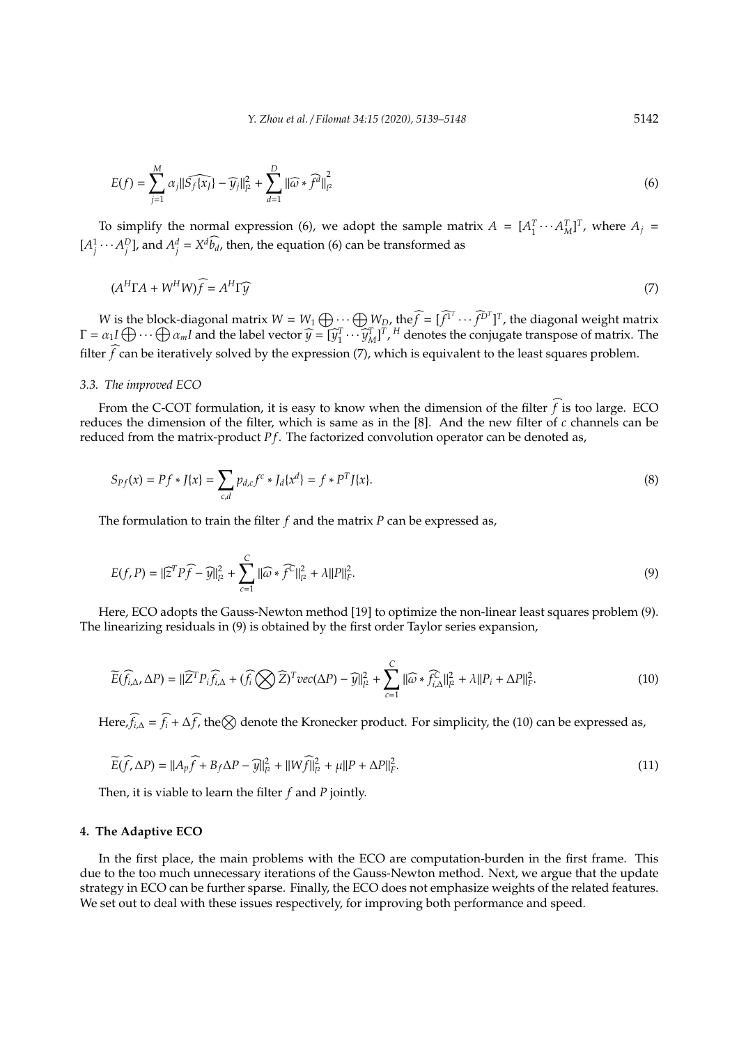$$E(f) = \sum_{j=1}^{M} \alpha_j \|\widehat{S_f\{x_j\}} - \widehat{y}_j\|_{l^2}^2 + \sum_{d=1}^{D} \|\widehat{\omega} * \widehat{f^d}\|_{l^2}^2 \tag{6}$$

To simplify the normal expression (6), we adopt the sample matrix $A = [A_1^T \cdots A_M^T]^T$, where $A_j = [A_j^1 \cdots A_j^D]$, and $A_j^d = X^d \widehat{b_d}$, then, the equation (6) can be transformed as

$$(A^H \Gamma A + W^H W)\widehat{f} = A^H \Gamma \widehat{y} \tag{7}$$

$W$ is the block-diagonal matrix $W = W_1 \bigoplus \cdots \bigoplus W_D$, the $\widehat{f} = [\widehat{f^1}^T \cdots \widehat{f^D}^T]^T$, the diagonal weight matrix $\Gamma = \alpha_1 I \bigoplus \cdots \bigoplus \alpha_m I$ and the label vector $\widehat{y} = [\widehat{y}_1^T \cdots \widehat{y}_M^T]^T$, $^H$ denotes the conjugate transpose of matrix. The filter $\widehat{f}$ can be iteratively solved by the expression (7), which is equivalent to the least squares problem.

### 3.3. The improved ECO

From the C-COT formulation, it is easy to know when the dimension of the filter $\widehat{f}$ is too large. ECO reduces the dimension of the filter, which is same as in the [8]. And the new filter of $c$ channels can be reduced from the matrix-product $Pf$. The factorized convolution operator can be denoted as,

$$S_{Pf}(x) = Pf * J\{x\} = \sum_{c,d} p_{d,c} f^c * J_d\{x^d\} = f * P^T J\{x\}. \tag{8}$$

The formulation to train the filter $f$ and the matrix $P$ can be expressed as,

$$E(f, P) = \|\widehat{z}^T P \widehat{f} - \widehat{y}\|_{l^2}^2 + \sum_{c=1}^{C} \|\widehat{\omega} * \widehat{f^C}\|_{l^2}^2 + \lambda \|P\|_F^2. \tag{9}$$

Here, ECO adopts the Gauss-Newton method [19] to optimize the non-linear least squares problem (9). The linearizing residuals in (9) is obtained by the first order Taylor series expansion,

$$\widetilde{E}(\widehat{f}_{i,\Delta}, \Delta P) = \|\widehat{Z}^T P_i \widehat{f}_{i,\Delta} + (\widehat{f_i} \bigotimes \widehat{Z})^T vec(\Delta P) - \widehat{y}\|_{l^2}^2 + \sum_{c=1}^{C} \|\widehat{\omega} * \widehat{f}_{i,\Delta}^C\|_{l^2}^2 + \lambda \|P_i + \Delta P\|_F^2. \tag{10}$$

Here, $\widehat{f}_{i,\Delta} = \widehat{f_i} + \Delta \widehat{f}$, the $\bigotimes$ denote the Kronecker product. For simplicity, the (10) can be expressed as,

$$\widetilde{E}(\widehat{f}, \Delta P) = \|A_p \widehat{f} + B_f \Delta P - \widehat{y}\|_{l^2}^2 + \|W\widehat{f}\|_{l^2}^2 + \mu \|P + \Delta P\|_F^2. \tag{11}$$

Then, it is viable to learn the filter $f$ and $P$ jointly.

## 4. The Adaptive ECO

In the first place, the main problems with the ECO are computation-burden in the first frame. This due to the too much unnecessary iterations of the Gauss-Newton method. Next, we argue that the update strategy in ECO can be further sparse. Finally, the ECO does not emphasize weights of the related features. We set out to deal with these issues respectively, for improving both performance and speed.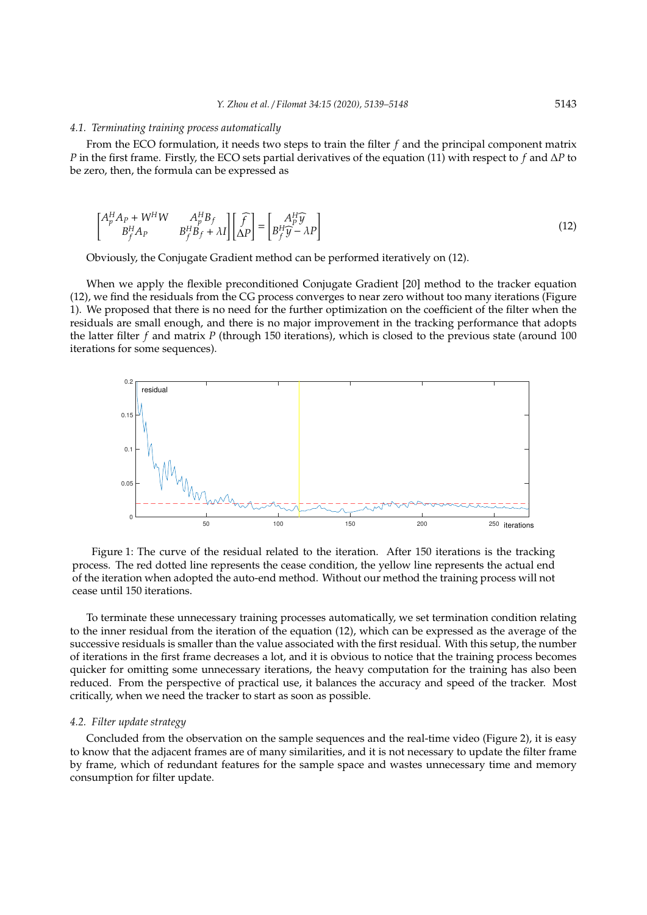### 4.1. Terminating training process automatically

From the ECO formulation, it needs two steps to train the filter $f$ and the principal component matrix $P$ in the first frame. Firstly, the ECO sets partial derivatives of the equation (11) with respect to $f$ and $\Delta P$ to be zero, then, the formula can be expressed as

$$\begin{bmatrix} A_p^H A_P + W^H W & A_p^H B_f \\ B_f^H A_P & B_f^H B_f + \lambda I \end{bmatrix} \begin{bmatrix} \widehat{f} \\ \Delta P \end{bmatrix} = \begin{bmatrix} A_P^H \widehat{y} \\ B_f^H \widehat{y} - \lambda P \end{bmatrix} \tag{12}$$

Obviously, the Conjugate Gradient method can be performed iteratively on (12).

When we apply the flexible preconditioned Conjugate Gradient [20] method to the tracker equation (12), we find the residuals from the CG process converges to near zero without too many iterations (Figure 1). We proposed that there is no need for the further optimization on the coefficient of the filter when the residuals are small enough, and there is no major improvement in the tracking performance that adopts the latter filter $f$ and matrix $P$ (through 150 iterations), which is closed to the previous state (around 100 iterations for some sequences).

Figure 1: The curve of the residual related to the iteration. After 150 iterations is the tracking process. The red dotted line represents the cease condition, the yellow line represents the actual end of the iteration when adopted the auto-end method. Without our method the training process will not cease until 150 iterations.

To terminate these unnecessary training processes automatically, we set termination condition relating to the inner residual from the iteration of the equation (12), which can be expressed as the average of the successive residuals is smaller than the value associated with the first residual. With this setup, the number of iterations in the first frame decreases a lot, and it is obvious to notice that the training process becomes quicker for omitting some unnecessary iterations, the heavy computation for the training has also been reduced. From the perspective of practical use, it balances the accuracy and speed of the tracker. Most critically, when we need the tracker to start as soon as possible.

### 4.2. Filter update strategy

Concluded from the observation on the sample sequences and the real-time video (Figure 2), it is easy to know that the adjacent frames are of many similarities, and it is not necessary to update the filter frame by frame, which of redundant features for the sample space and wastes unnecessary time and memory consumption for filter update.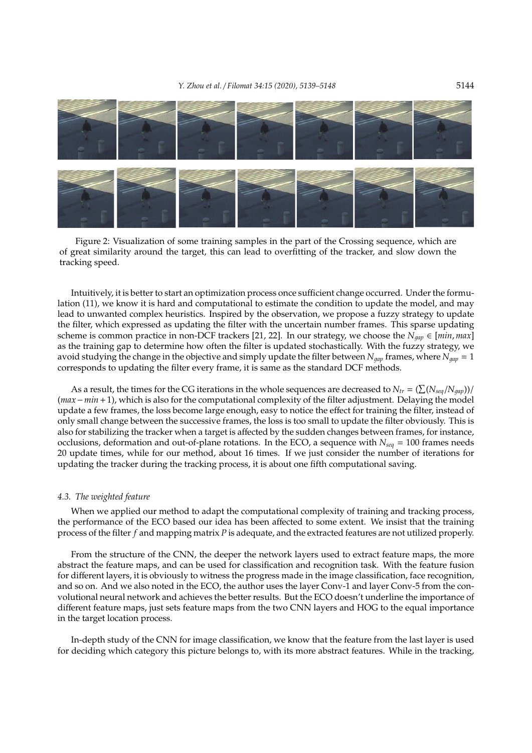Figure 2: Visualization of some training samples in the part of the Crossing sequence, which are of great similarity around the target, this can lead to overfitting of the tracker, and slow down the tracking speed.

Intuitively, it is better to start an optimization process once sufficient change occurred. Under the formulation (11), we know it is hard and computational to estimate the condition to update the model, and may lead to unwanted complex heuristics. Inspired by the observation, we propose a fuzzy strategy to update the filter, which expressed as updating the filter with the uncertain number frames. This sparse updating scheme is common practice in non-DCF trackers [21, 22]. In our strategy, we choose the $N_{gap} \in [min, max]$ as the training gap to determine how often the filter is updated stochastically. With the fuzzy strategy, we avoid studying the change in the objective and simply update the filter between $N_{gap}$ frames, where $N_{gap} = 1$ corresponds to updating the filter every frame, it is same as the standard DCF methods.

As a result, the times for the CG iterations in the whole sequences are decreased to $N_{tr} = (\sum(N_{seq}/N_{gap}))/(max - min + 1)$, which is also for the computational complexity of the filter adjustment. Delaying the model update a few frames, the loss become large enough, easy to notice the effect for training the filter, instead of only small change between the successive frames, the loss is too small to update the filter obviously. This is also for stabilizing the tracker when a target is affected by the sudden changes between frames, for instance, occlusions, deformation and out-of-plane rotations. In the ECO, a sequence with $N_{seq} = 100$ frames needs 20 update times, while for our method, about 16 times. If we just consider the number of iterations for updating the tracker during the tracking process, it is about one fifth computational saving.

### *4.3. The weighted feature*

When we applied our method to adapt the computational complexity of training and tracking process, the performance of the ECO based our idea has been affected to some extent. We insist that the training process of the filter $f$ and mapping matrix $P$ is adequate, and the extracted features are not utilized properly.

From the structure of the CNN, the deeper the network layers used to extract feature maps, the more abstract the feature maps, and can be used for classification and recognition task. With the feature fusion for different layers, it is obviously to witness the progress made in the image classification, face recognition, and so on. And we also noted in the ECO, the author uses the layer Conv-1 and layer Conv-5 from the convolutional neural network and achieves the better results. But the ECO doesn't underline the importance of different feature maps, just sets feature maps from the two CNN layers and HOG to the equal importance in the target location process.

In-depth study of the CNN for image classification, we know that the feature from the last layer is used for deciding which category this picture belongs to, with its more abstract features. While in the tracking,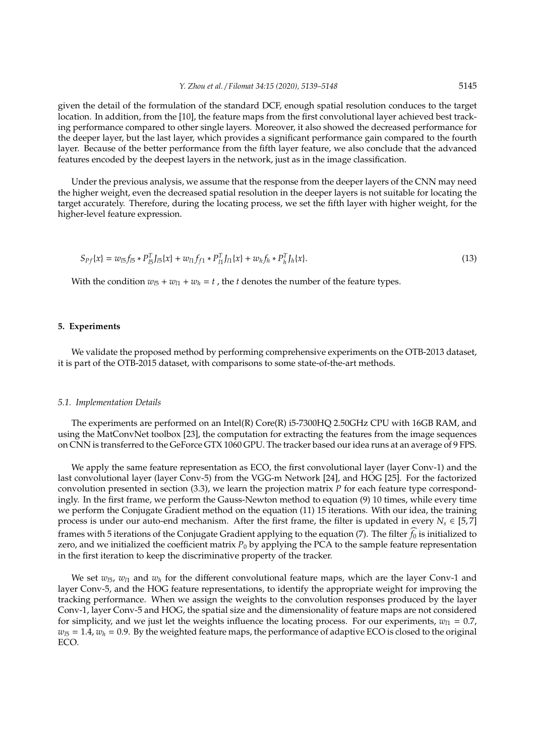given the detail of the formulation of the standard DCF, enough spatial resolution conduces to the target location. In addition, from the [10], the feature maps from the first convolutional layer achieved best tracking performance compared to other single layers. Moreover, it also showed the decreased performance for the deeper layer, but the last layer, which provides a significant performance gain compared to the fourth layer. Because of the better performance from the fifth layer feature, we also conclude that the advanced features encoded by the deepest layers in the network, just as in the image classification.

Under the previous analysis, we assume that the response from the deeper layers of the CNN may need the higher weight, even the decreased spatial resolution in the deeper layers is not suitable for locating the target accurately. Therefore, during the locating process, we set the fifth layer with higher weight, for the higher-level feature expression.

$$S_{Pf}\{x\} = w_{l5} f_{l5} * P_{l5}^{T} J_{l5}\{x\} + w_{l1} f_{f1} * P_{l1}^{T} J_{l1}\{x\} + w_h f_h * P_h^{T} J_h\{x\}. \tag{13}$$

With the condition $w_{l5} + w_{l1} + w_h = t$ , the $t$ denotes the number of the feature types.

## 5. Experiments

We validate the proposed method by performing comprehensive experiments on the OTB-2013 dataset, it is part of the OTB-2015 dataset, with comparisons to some state-of-the-art methods.

### 5.1. Implementation Details

The experiments are performed on an Intel(R) Core(R) i5-7300HQ 2.50GHz CPU with 16GB RAM, and using the MatConvNet toolbox [23], the computation for extracting the features from the image sequences on CNN is transferred to the GeForce GTX 1060 GPU. The tracker based our idea runs at an average of 9 FPS.

We apply the same feature representation as ECO, the first convolutional layer (layer Conv-1) and the last convolutional layer (layer Conv-5) from the VGG-m Network [24], and HOG [25]. For the factorized convolution presented in section (3.3), we learn the projection matrix $P$ for each feature type correspondingly. In the first frame, we perform the Gauss-Newton method to equation (9) 10 times, while every time we perform the Conjugate Gradient method on the equation (11) 15 iterations. With our idea, the training process is under our auto-end mechanism. After the first frame, the filter is updated in every $N_s \in [5, 7]$ frames with 5 iterations of the Conjugate Gradient applying to the equation (7). The filter $\widehat{f_0}$ is initialized to zero, and we initialized the coefficient matrix $P_0$ by applying the PCA to the sample feature representation in the first iteration to keep the discriminative property of the tracker.

We set $w_{l5}$, $w_{l1}$ and $w_h$ for the different convolutional feature maps, which are the layer Conv-1 and layer Conv-5, and the HOG feature representations, to identify the appropriate weight for improving the tracking performance. When we assign the weights to the convolution responses produced by the layer Conv-1, layer Conv-5 and HOG, the spatial size and the dimensionality of feature maps are not considered for simplicity, and we just let the weights influence the locating process. For our experiments, $w_{l1} = 0.7$, $w_{l5} = 1.4$, $w_h = 0.9$. By the weighted feature maps, the performance of adaptive ECO is closed to the original ECO.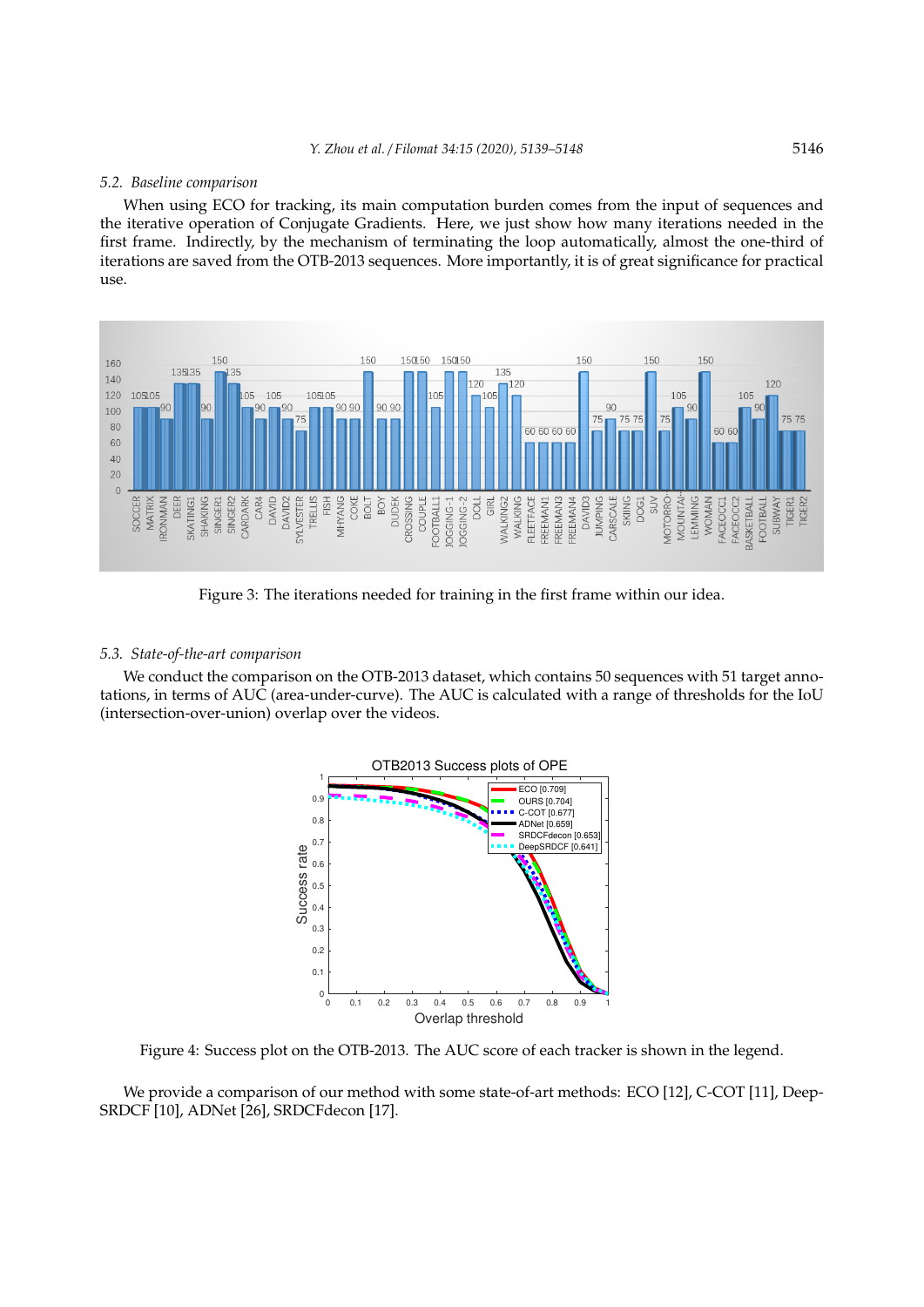### 5.2. Baseline comparison

When using ECO for tracking, its main computation burden comes from the input of sequences and the iterative operation of Conjugate Gradients. Here, we just show how many iterations needed in the first frame. Indirectly, by the mechanism of terminating the loop automatically, almost the one-third of iterations are saved from the OTB-2013 sequences. More importantly, it is of great significance for practical use.

Figure 3: The iterations needed for training in the first frame within our idea.

### 5.3. State-of-the-art comparison

We conduct the comparison on the OTB-2013 dataset, which contains 50 sequences with 51 target annotations, in terms of AUC (area-under-curve). The AUC is calculated with a range of thresholds for the IoU (intersection-over-union) overlap over the videos.

Figure 4: Success plot on the OTB-2013. The AUC score of each tracker is shown in the legend.

We provide a comparison of our method with some state-of-art methods: ECO [12], C-COT [11], DeepSRDCF [10], ADNet [26], SRDCFdecon [17].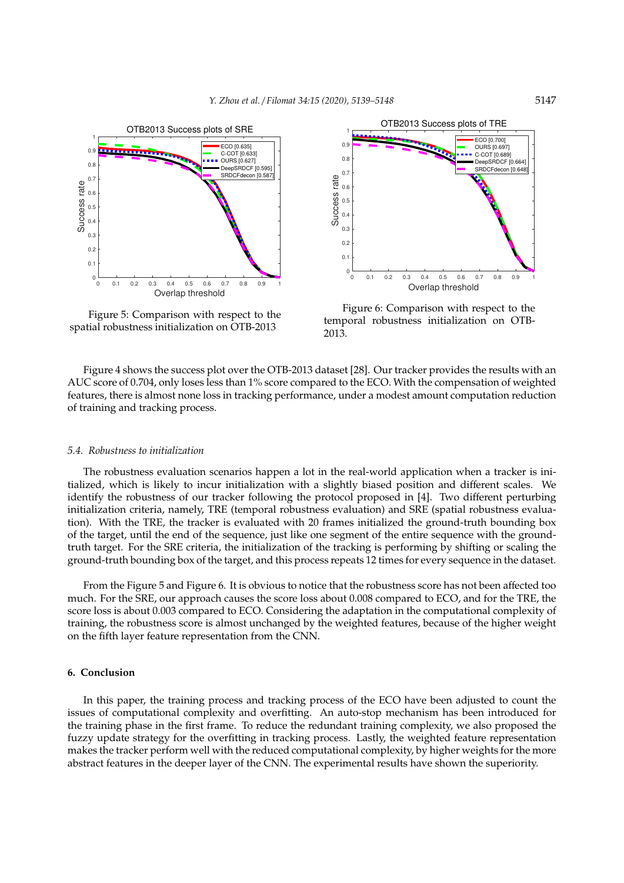Figure 5: Comparison with respect to the spatial robustness initialization on OTB-2013

Figure 6: Comparison with respect to the temporal robustness initialization on OTB-2013.

Figure 4 shows the success plot over the OTB-2013 dataset [28]. Our tracker provides the results with an AUC score of 0.704, only loses less than 1% score compared to the ECO. With the compensation of weighted features, there is almost none loss in tracking performance, under a modest amount computation reduction of training and tracking process.

### 5.4. *Robustness to initialization*

The robustness evaluation scenarios happen a lot in the real-world application when a tracker is initialized, which is likely to incur initialization with a slightly biased position and different scales. We identify the robustness of our tracker following the protocol proposed in [4]. Two different perturbing initialization criteria, namely, TRE (temporal robustness evaluation) and SRE (spatial robustness evaluation). With the TRE, the tracker is evaluated with 20 frames initialized the ground-truth bounding box of the target, until the end of the sequence, just like one segment of the entire sequence with the ground-truth target. For the SRE criteria, the initialization of the tracking is performing by shifting or scaling the ground-truth bounding box of the target, and this process repeats 12 times for every sequence in the dataset.

From the Figure 5 and Figure 6. It is obvious to notice that the robustness score has not been affected too much. For the SRE, our approach causes the score loss about 0.008 compared to ECO, and for the TRE, the score loss is about 0.003 compared to ECO. Considering the adaptation in the computational complexity of training, the robustness score is almost unchanged by the weighted features, because of the higher weight on the fifth layer feature representation from the CNN.

## 6. Conclusion

In this paper, the training process and tracking process of the ECO have been adjusted to count the issues of computational complexity and overfitting. An auto-stop mechanism has been introduced for the training phase in the first frame. To reduce the redundant training complexity, we also proposed the fuzzy update strategy for the overfitting in tracking process. Lastly, the weighted feature representation makes the tracker perform well with the reduced computational complexity, by higher weights for the more abstract features in the deeper layer of the CNN. The experimental results have shown the superiority.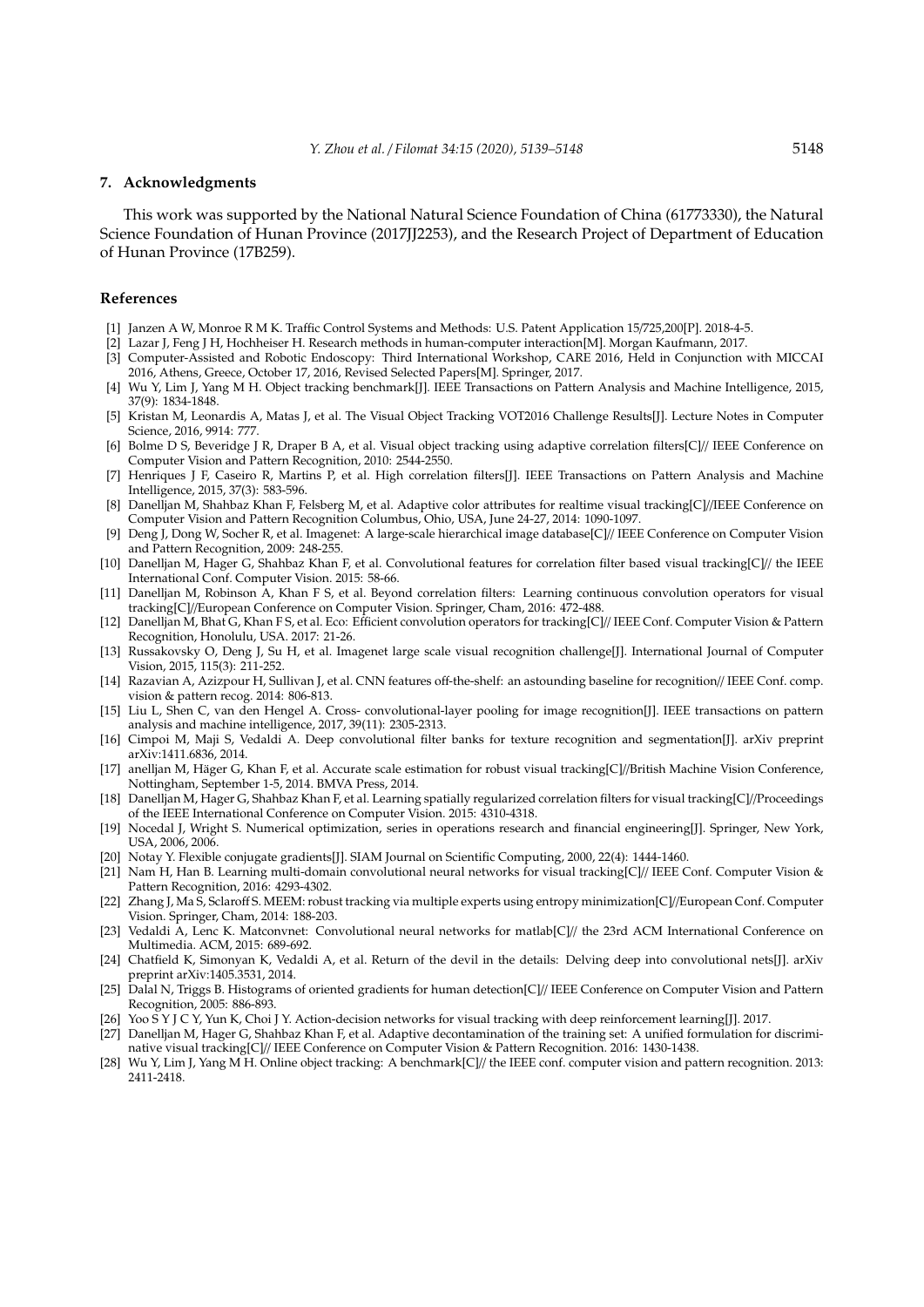## 7. Acknowledgments

This work was supported by the National Natural Science Foundation of China (61773330), the Natural Science Foundation of Hunan Province (2017JJ2253), and the Research Project of Department of Education of Hunan Province (17B259).

## References

[1] Janzen A W, Monroe R M K. Traffic Control Systems and Methods: U.S. Patent Application 15/725,200[P]. 2018-4-5.

[2] Lazar J, Feng J H, Hochheiser H. Research methods in human-computer interaction[M]. Morgan Kaufmann, 2017.

[3] Computer-Assisted and Robotic Endoscopy: Third International Workshop, CARE 2016, Held in Conjunction with MICCAI 2016, Athens, Greece, October 17, 2016, Revised Selected Papers[M]. Springer, 2017.

[4] Wu Y, Lim J, Yang M H. Object tracking benchmark[J]. IEEE Transactions on Pattern Analysis and Machine Intelligence, 2015, 37(9): 1834-1848.

[5] Kristan M, Leonardis A, Matas J, et al. The Visual Object Tracking VOT2016 Challenge Results[J]. Lecture Notes in Computer Science, 2016, 9914: 777.

[6] Bolme D S, Beveridge J R, Draper B A, et al. Visual object tracking using adaptive correlation filters[C]// IEEE Conference on Computer Vision and Pattern Recognition, 2010: 2544-2550.

[7] Henriques J F, Caseiro R, Martins P, et al. High correlation filters[J]. IEEE Transactions on Pattern Analysis and Machine Intelligence, 2015, 37(3): 583-596.

[8] Danelljan M, Shahbaz Khan F, Felsberg M, et al. Adaptive color attributes for realtime visual tracking[C]//IEEE Conference on Computer Vision and Pattern Recognition Columbus, Ohio, USA, June 24-27, 2014: 1090-1097.

[9] Deng J, Dong W, Socher R, et al. Imagenet: A large-scale hierarchical image database[C]// IEEE Conference on Computer Vision and Pattern Recognition, 2009: 248-255.

[10] Danelljan M, Hager G, Shahbaz Khan F, et al. Convolutional features for correlation filter based visual tracking[C]// the IEEE International Conf. Computer Vision. 2015: 58-66.

[11] Danelljan M, Robinson A, Khan F S, et al. Beyond correlation filters: Learning continuous convolution operators for visual tracking[C]//European Conference on Computer Vision. Springer, Cham, 2016: 472-488.

[12] Danelljan M, Bhat G, Khan F S, et al. Eco: Efficient convolution operators for tracking[C]// IEEE Conf. Computer Vision & Pattern Recognition, Honolulu, USA. 2017: 21-26.

[13] Russakovsky O, Deng J, Su H, et al. Imagenet large scale visual recognition challenge[J]. International Journal of Computer Vision, 2015, 115(3): 211-252.

[14] Razavian A, Azizpour H, Sullivan J, et al. CNN features off-the-shelf: an astounding baseline for recognition// IEEE Conf. comp. vision & pattern recog. 2014: 806-813.

[15] Liu L, Shen C, van den Hengel A. Cross- convolutional-layer pooling for image recognition[J]. IEEE transactions on pattern analysis and machine intelligence, 2017, 39(11): 2305-2313.

[16] Cimpoi M, Maji S, Vedaldi A. Deep convolutional filter banks for texture recognition and segmentation[J]. arXiv preprint arXiv:1411.6836, 2014.

[17] anelljan M, Häger G, Khan F, et al. Accurate scale estimation for robust visual tracking[C]//British Machine Vision Conference, Nottingham, September 1-5, 2014. BMVA Press, 2014.

[18] Danelljan M, Hager G, Shahbaz Khan F, et al. Learning spatially regularized correlation filters for visual tracking[C]//Proceedings of the IEEE International Conference on Computer Vision. 2015: 4310-4318.

[19] Nocedal J, Wright S. Numerical optimization, series in operations research and financial engineering[J]. Springer, New York, USA, 2006, 2006.

[20] Notay Y. Flexible conjugate gradients[J]. SIAM Journal on Scientific Computing, 2000, 22(4): 1444-1460.

[21] Nam H, Han B. Learning multi-domain convolutional neural networks for visual tracking[C]// IEEE Conf. Computer Vision & Pattern Recognition, 2016: 4293-4302.

[22] Zhang J, Ma S, Sclaroff S. MEEM: robust tracking via multiple experts using entropy minimization[C]//European Conf. Computer Vision. Springer, Cham, 2014: 188-203.

[23] Vedaldi A, Lenc K. Matconvnet: Convolutional neural networks for matlab[C]// the 23rd ACM International Conference on Multimedia. ACM, 2015: 689-692.

[24] Chatfield K, Simonyan K, Vedaldi A, et al. Return of the devil in the details: Delving deep into convolutional nets[J]. arXiv preprint arXiv:1405.3531, 2014.

[25] Dalal N, Triggs B. Histograms of oriented gradients for human detection[C]// IEEE Conference on Computer Vision and Pattern Recognition, 2005: 886-893.

[26] Yoo S Y J C Y, Yun K, Choi J Y. Action-decision networks for visual tracking with deep reinforcement learning[J]. 2017.

[27] Danelljan M, Hager G, Shahbaz Khan F, et al. Adaptive decontamination of the training set: A unified formulation for discriminative visual tracking[C]// IEEE Conference on Computer Vision & Pattern Recognition. 2016: 1430-1438.

[28] Wu Y, Lim J, Yang M H. Online object tracking: A benchmark[C]// the IEEE conf. computer vision and pattern recognition. 2013: 2411-2418.